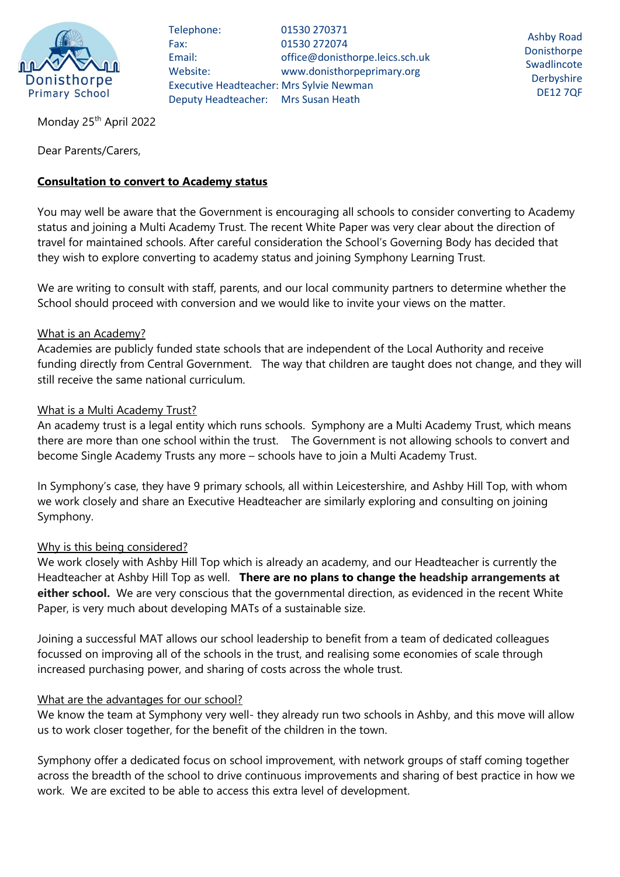Donisthorpe Primary School

Telephone: 01530 270371
Fax: 01530 272074
Email: office@donisthorpe.leics.sch.uk
Website: www.donisthorpeprimary.org
Executive Headteacher: Mrs Sylvie Newman
Deputy Headteacher: Mrs Susan Heath

Ashby Road
Donisthorpe
Swadlincote
Derbyshire
DE12 7QF

Monday 25th April 2022

Dear Parents/Carers,

**Consultation to convert to Academy status**

You may well be aware that the Government is encouraging all schools to consider converting to Academy status and joining a Multi Academy Trust. The recent White Paper was very clear about the direction of travel for maintained schools. After careful consideration the School's Governing Body has decided that they wish to explore converting to academy status and joining Symphony Learning Trust.

We are writing to consult with staff, parents, and our local community partners to determine whether the School should proceed with conversion and we would like to invite your views on the matter.

What is an Academy?

Academies are publicly funded state schools that are independent of the Local Authority and receive funding directly from Central Government. The way that children are taught does not change, and they will still receive the same national curriculum.

What is a Multi Academy Trust?

An academy trust is a legal entity which runs schools. Symphony are a Multi Academy Trust, which means there are more than one school within the trust. The Government is not allowing schools to convert and become Single Academy Trusts any more – schools have to join a Multi Academy Trust.

In Symphony's case, they have 9 primary schools, all within Leicestershire, and Ashby Hill Top, with whom we work closely and share an Executive Headteacher are similarly exploring and consulting on joining Symphony.

Why is this being considered?

We work closely with Ashby Hill Top which is already an academy, and our Headteacher is currently the Headteacher at Ashby Hill Top as well. **There are no plans to change the headship arrangements at either school.** We are very conscious that the governmental direction, as evidenced in the recent White Paper, is very much about developing MATs of a sustainable size.

Joining a successful MAT allows our school leadership to benefit from a team of dedicated colleagues focussed on improving all of the schools in the trust, and realising some economies of scale through increased purchasing power, and sharing of costs across the whole trust.

What are the advantages for our school?

We know the team at Symphony very well- they already run two schools in Ashby, and this move will allow us to work closer together, for the benefit of the children in the town.

Symphony offer a dedicated focus on school improvement, with network groups of staff coming together across the breadth of the school to drive continuous improvements and sharing of best practice in how we work. We are excited to be able to access this extra level of development.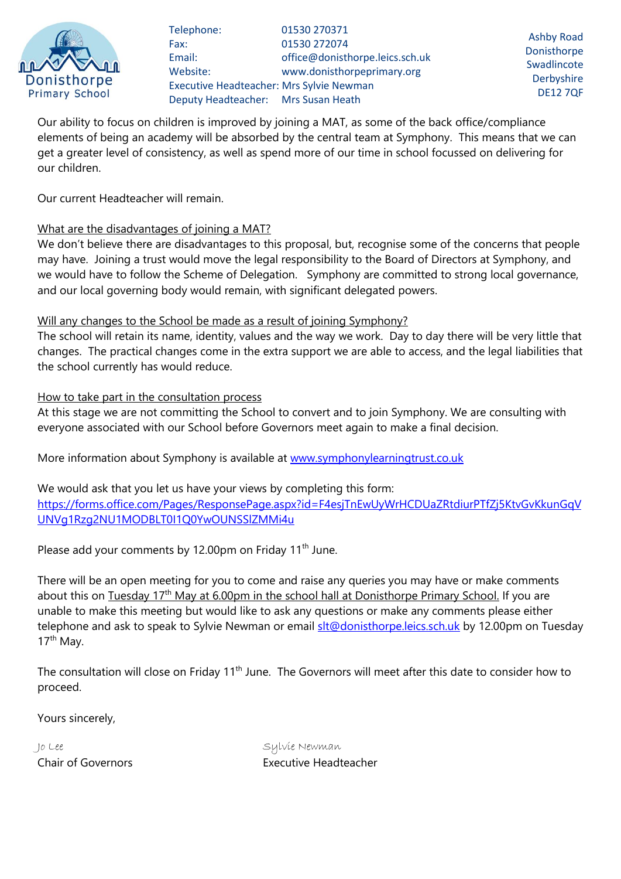Telephone: 01530 270371
Fax: 01530 272074
Email: office@donisthorpe.leics.sch.uk
Website: www.donisthorpeprimary.org
Executive Headteacher: Mrs Sylvie Newman
Deputy Headteacher: Mrs Susan Heath

Ashby Road
Donisthorpe
Swadlincote
Derbyshire
DE12 7QF

Our ability to focus on children is improved by joining a MAT, as some of the back office/compliance elements of being an academy will be absorbed by the central team at Symphony. This means that we can get a greater level of consistency, as well as spend more of our time in school focussed on delivering for our children.

Our current Headteacher will remain.

What are the disadvantages of joining a MAT?

We don't believe there are disadvantages to this proposal, but, recognise some of the concerns that people may have. Joining a trust would move the legal responsibility to the Board of Directors at Symphony, and we would have to follow the Scheme of Delegation. Symphony are committed to strong local governance, and our local governing body would remain, with significant delegated powers.

Will any changes to the School be made as a result of joining Symphony?

The school will retain its name, identity, values and the way we work. Day to day there will be very little that changes. The practical changes come in the extra support we are able to access, and the legal liabilities that the school currently has would reduce.

How to take part in the consultation process

At this stage we are not committing the School to convert and to join Symphony. We are consulting with everyone associated with our School before Governors meet again to make a final decision.

More information about Symphony is available at www.symphonylearningtrust.co.uk

We would ask that you let us have your views by completing this form:
https://forms.office.com/Pages/ResponsePage.aspx?id=F4esjTnEwUyWrHCDUaZRtdiurPTfZj5KtvGvKkunGqVUNVg1Rzg2NU1MODBLT0I1Q0YwOUNSSlZMMi4u

Please add your comments by 12.00pm on Friday 11th June.

There will be an open meeting for you to come and raise any queries you may have or make comments about this on Tuesday 17th May at 6.00pm in the school hall at Donisthorpe Primary School. If you are unable to make this meeting but would like to ask any questions or make any comments please either telephone and ask to speak to Sylvie Newman or email slt@donisthorpe.leics.sch.uk by 12.00pm on Tuesday 17th May.

The consultation will close on Friday 11th June. The Governors will meet after this date to consider how to proceed.

Yours sincerely,

Jo Lee
Chair of Governors

Sylvie Newman
Executive Headteacher